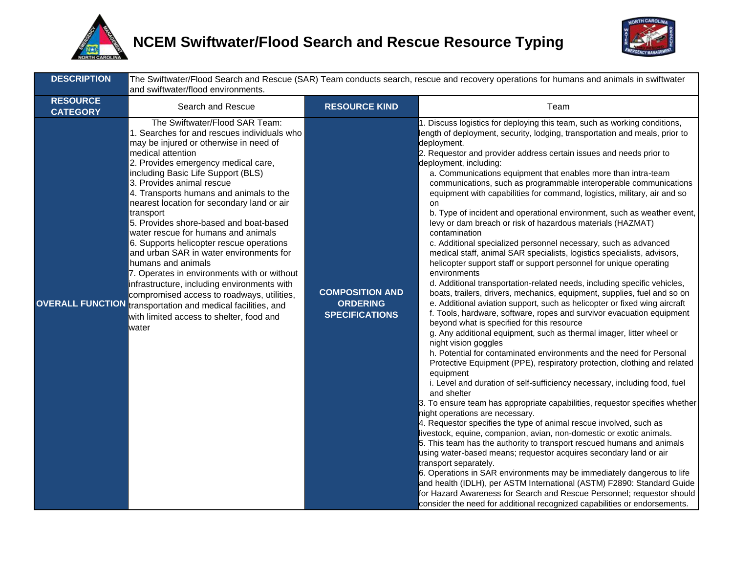# NCEM Swiftwater/Flood Search and Rescue Resource Typing

| | | | |
|---|---|---|---|
| **DESCRIPTION** | The Swiftwater/Flood Search and Rescue (SAR) Team conducts search, rescue and recovery operations for humans and animals in swiftwater and swiftwater/flood environments. | | |
| **RESOURCE CATEGORY** | Search and Rescue | **RESOURCE KIND** | Team |
| **OVERALL FUNCTION** | The Swiftwater/Flood SAR Team:<br>1. Searches for and rescues individuals who may be injured or otherwise in need of medical attention<br>2. Provides emergency medical care, including Basic Life Support (BLS)<br>3. Provides animal rescue<br>4. Transports humans and animals to the nearest location for secondary land or air transport<br>5. Provides shore-based and boat-based water rescue for humans and animals<br>6. Supports helicopter rescue operations and urban SAR in water environments for humans and animals<br>7. Operates in environments with or without infrastructure, including environments with compromised access to roadways, utilities, transportation and medical facilities, and with limited access to shelter, food and water | **COMPOSITION AND ORDERING SPECIFICATIONS** | 1. Discuss logistics for deploying this team, such as working conditions, length of deployment, security, lodging, transportation and meals, prior to deployment.<br>2. Requestor and provider address certain issues and needs prior to deployment, including:<br>a. Communications equipment that enables more than intra-team communications, such as programmable interoperable communications equipment with capabilities for command, logistics, military, air and so on<br>b. Type of incident and operational environment, such as weather event, levy or dam breach or risk of hazardous materials (HAZMAT) contamination<br>c. Additional specialized personnel necessary, such as advanced medical staff, animal SAR specialists, logistics specialists, advisors, helicopter support staff or support personnel for unique operating environments<br>d. Additional transportation-related needs, including specific vehicles, boats, trailers, drivers, mechanics, equipment, supplies, fuel and so on<br>e. Additional aviation support, such as helicopter or fixed wing aircraft<br>f. Tools, hardware, software, ropes and survivor evacuation equipment beyond what is specified for this resource<br>g. Any additional equipment, such as thermal imager, litter wheel or night vision goggles<br>h. Potential for contaminated environments and the need for Personal Protective Equipment (PPE), respiratory protection, clothing and related equipment<br>i. Level and duration of self-sufficiency necessary, including food, fuel and shelter<br>3. To ensure team has appropriate capabilities, requestor specifies whether night operations are necessary.<br>4. Requestor specifies the type of animal rescue involved, such as livestock, equine, companion, avian, non-domestic or exotic animals.<br>5. This team has the authority to transport rescued humans and animals using water-based means; requestor acquires secondary land or air transport separately.<br>6. Operations in SAR environments may be immediately dangerous to life and health (IDLH), per ASTM International (ASTM) F2890: Standard Guide for Hazard Awareness for Search and Rescue Personnel; requestor should consider the need for additional recognized capabilities or endorsements. |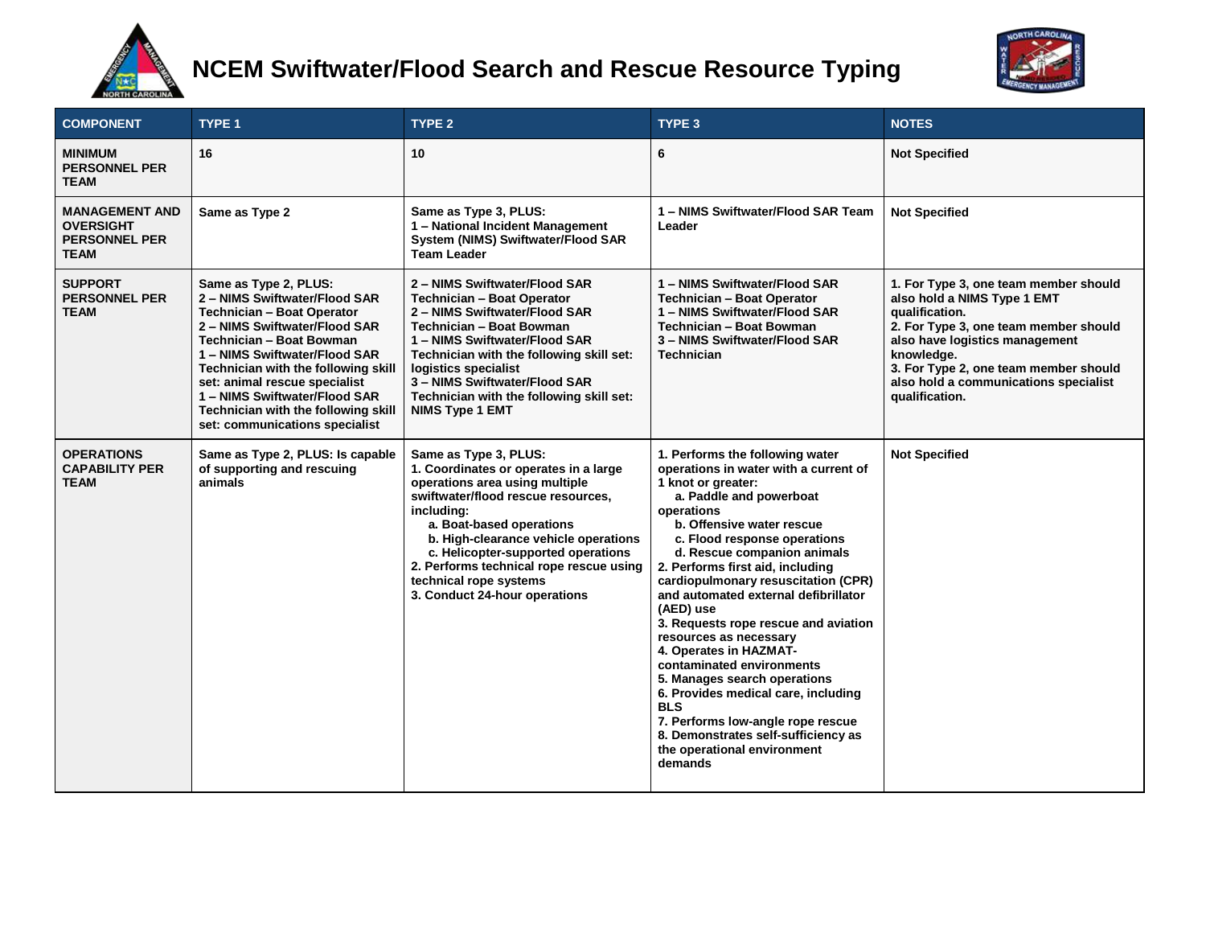# NCEM Swiftwater/Flood Search and Rescue Resource Typing

| COMPONENT | TYPE 1 | TYPE 2 | TYPE 3 | NOTES |
|---|---|---|---|---|
| MINIMUM PERSONNEL PER TEAM | 16 | 10 | 6 | Not Specified |
| MANAGEMENT AND OVERSIGHT PERSONNEL PER TEAM | Same as Type 2 | Same as Type 3, PLUS:<br>1 – National Incident Management System (NIMS) Swiftwater/Flood SAR Team Leader | 1 – NIMS Swiftwater/Flood SAR Team Leader | Not Specified |
| SUPPORT PERSONNEL PER TEAM | Same as Type 2, PLUS:<br>2 – NIMS Swiftwater/Flood SAR Technician – Boat Operator<br>2 – NIMS Swiftwater/Flood SAR Technician – Boat Bowman<br>1 – NIMS Swiftwater/Flood SAR Technician with the following skill set: animal rescue specialist<br>1 – NIMS Swiftwater/Flood SAR Technician with the following skill set: communications specialist | 2 – NIMS Swiftwater/Flood SAR Technician – Boat Operator<br>2 – NIMS Swiftwater/Flood SAR Technician – Boat Bowman<br>1 – NIMS Swiftwater/Flood SAR Technician with the following skill set: logistics specialist<br>3 – NIMS Swiftwater/Flood SAR Technician with the following skill set: NIMS Type 1 EMT | 1 – NIMS Swiftwater/Flood SAR Technician – Boat Operator<br>1 – NIMS Swiftwater/Flood SAR Technician – Boat Bowman<br>3 – NIMS Swiftwater/Flood SAR Technician | 1. For Type 3, one team member should also hold a NIMS Type 1 EMT qualification.<br>2. For Type 3, one team member should also have logistics management knowledge.<br>3. For Type 2, one team member should also hold a communications specialist qualification. |
| OPERATIONS CAPABILITY PER TEAM | Same as Type 2, PLUS: Is capable of supporting and rescuing animals | Same as Type 3, PLUS:<br>1. Coordinates or operates in a large operations area using multiple swiftwater/flood rescue resources, including:<br>a. Boat-based operations<br>b. High-clearance vehicle operations<br>c. Helicopter-supported operations<br>2. Performs technical rope rescue using technical rope systems<br>3. Conduct 24-hour operations | 1. Performs the following water operations in water with a current of 1 knot or greater:<br>a. Paddle and powerboat operations<br>b. Offensive water rescue<br>c. Flood response operations<br>d. Rescue companion animals<br>2. Performs first aid, including cardiopulmonary resuscitation (CPR) and automated external defibrillator (AED) use<br>3. Requests rope rescue and aviation resources as necessary<br>4. Operates in HAZMAT-contaminated environments<br>5. Manages search operations<br>6. Provides medical care, including BLS<br>7. Performs low-angle rope rescue<br>8. Demonstrates self-sufficiency as the operational environment demands | Not Specified |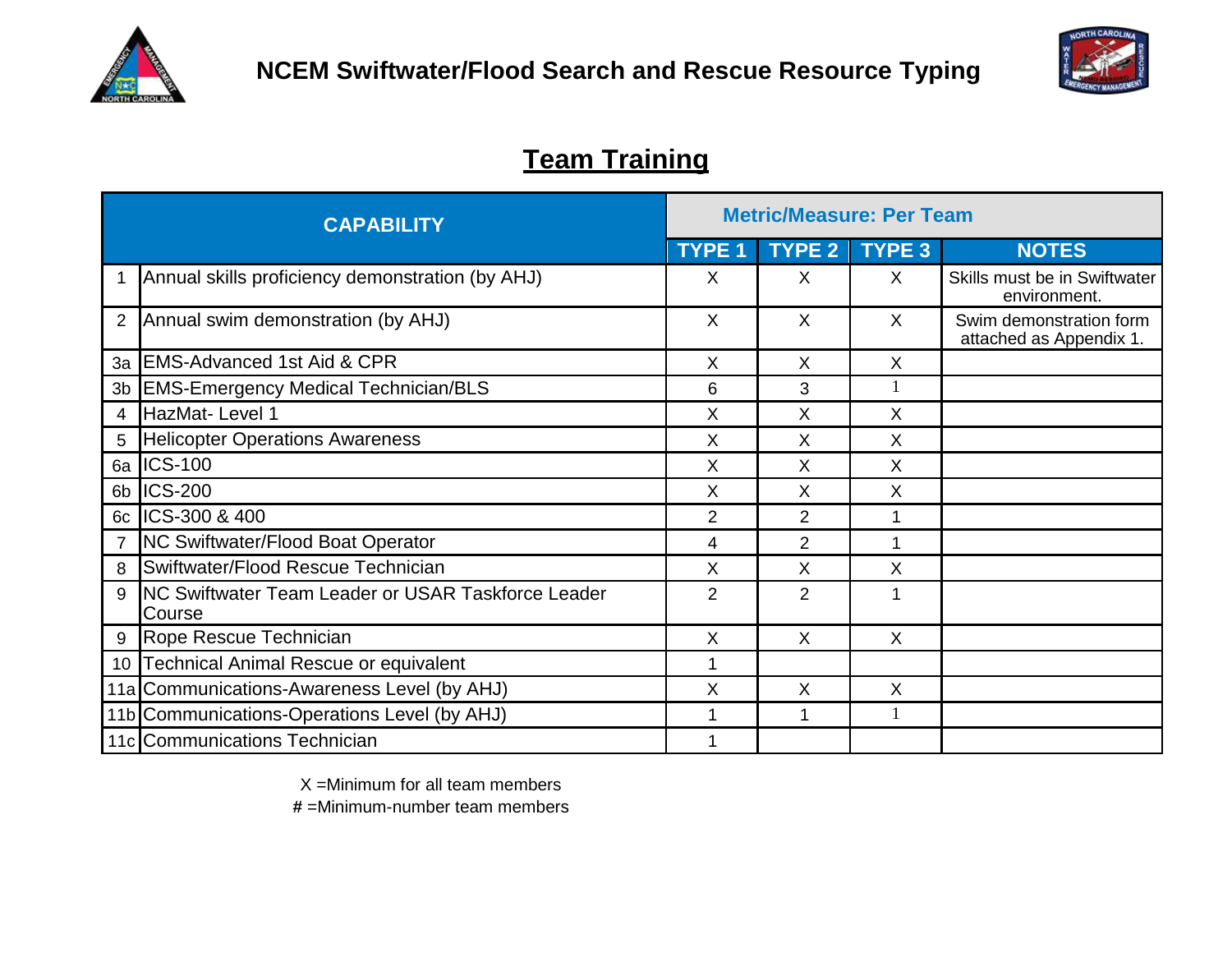# NCEM Swiftwater/Flood Search and Rescue Resource Typing

## Team Training

| | CAPABILITY | Metric/Measure: Per Team | | | |
|---|---|---|---|---|---|
| | | TYPE 1 | TYPE 2 | TYPE 3 | NOTES |
| 1 | Annual skills proficiency demonstration (by AHJ) | X | X | X | Skills must be in Swiftwater environment. |
| 2 | Annual swim demonstration (by AHJ) | X | X | X | Swim demonstration form attached as Appendix 1. |
| 3a | EMS-Advanced 1st Aid & CPR | X | X | X | |
| 3b | EMS-Emergency Medical Technician/BLS | 6 | 3 | 1 | |
| 4 | HazMat- Level 1 | X | X | X | |
| 5 | Helicopter Operations Awareness | X | X | X | |
| 6a | ICS-100 | X | X | X | |
| 6b | ICS-200 | X | X | X | |
| 6c | ICS-300 & 400 | 2 | 2 | 1 | |
| 7 | NC Swiftwater/Flood Boat Operator | 4 | 2 | 1 | |
| 8 | Swiftwater/Flood Rescue Technician | X | X | X | |
| 9 | NC Swiftwater Team Leader or USAR Taskforce Leader Course | 2 | 2 | 1 | |
| 9 | Rope Rescue Technician | X | X | X | |
| 10 | Technical Animal Rescue or equivalent | 1 | | | |
| 11a | Communications-Awareness Level (by AHJ) | X | X | X | |
| 11b | Communications-Operations Level (by AHJ) | 1 | 1 | 1 | |
| 11c | Communications Technician | 1 | | | |

X =Minimum for all team members
# =Minimum-number team members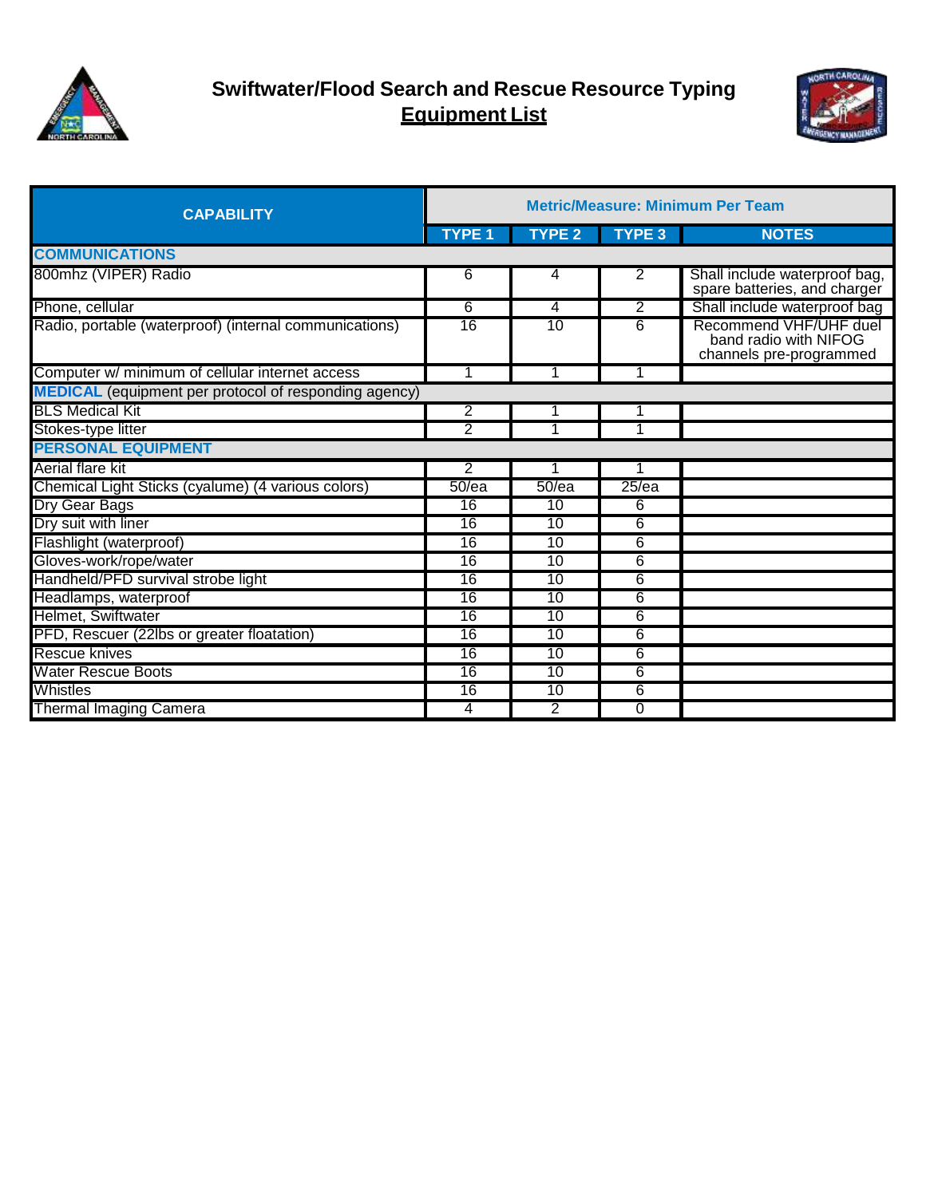# Swiftwater/Flood Search and Rescue Resource Typing

## Equipment List

| CAPABILITY | Metric/Measure: Minimum Per Team | | | |
|---|---|---|---|---|
| | TYPE 1 | TYPE 2 | TYPE 3 | NOTES |
| **COMMUNICATIONS** | | | | |
| 800mhz (VIPER) Radio | 6 | 4 | 2 | Shall include waterproof bag, spare batteries, and charger |
| Phone, cellular | 6 | 4 | 2 | Shall include waterproof bag |
| Radio, portable (waterproof) (internal communications) | 16 | 10 | 6 | Recommend VHF/UHF duel band radio with NIFOG channels pre-programmed |
| Computer w/ minimum of cellular internet access | 1 | 1 | 1 | |
| **MEDICAL** (equipment per protocol of responding agency) | | | | |
| BLS Medical Kit | 2 | 1 | 1 | |
| Stokes-type litter | 2 | 1 | 1 | |
| **PERSONAL EQUIPMENT** | | | | |
| Aerial flare kit | 2 | 1 | 1 | |
| Chemical Light Sticks (cyalume) (4 various colors) | 50/ea | 50/ea | 25/ea | |
| Dry Gear Bags | 16 | 10 | 6 | |
| Dry suit with liner | 16 | 10 | 6 | |
| Flashlight (waterproof) | 16 | 10 | 6 | |
| Gloves-work/rope/water | 16 | 10 | 6 | |
| Handheld/PFD survival strobe light | 16 | 10 | 6 | |
| Headlamps, waterproof | 16 | 10 | 6 | |
| Helmet, Swiftwater | 16 | 10 | 6 | |
| PFD, Rescuer (22lbs or greater floatation) | 16 | 10 | 6 | |
| Rescue knives | 16 | 10 | 6 | |
| Water Rescue Boots | 16 | 10 | 6 | |
| Whistles | 16 | 10 | 6 | |
| Thermal Imaging Camera | 4 | 2 | 0 | |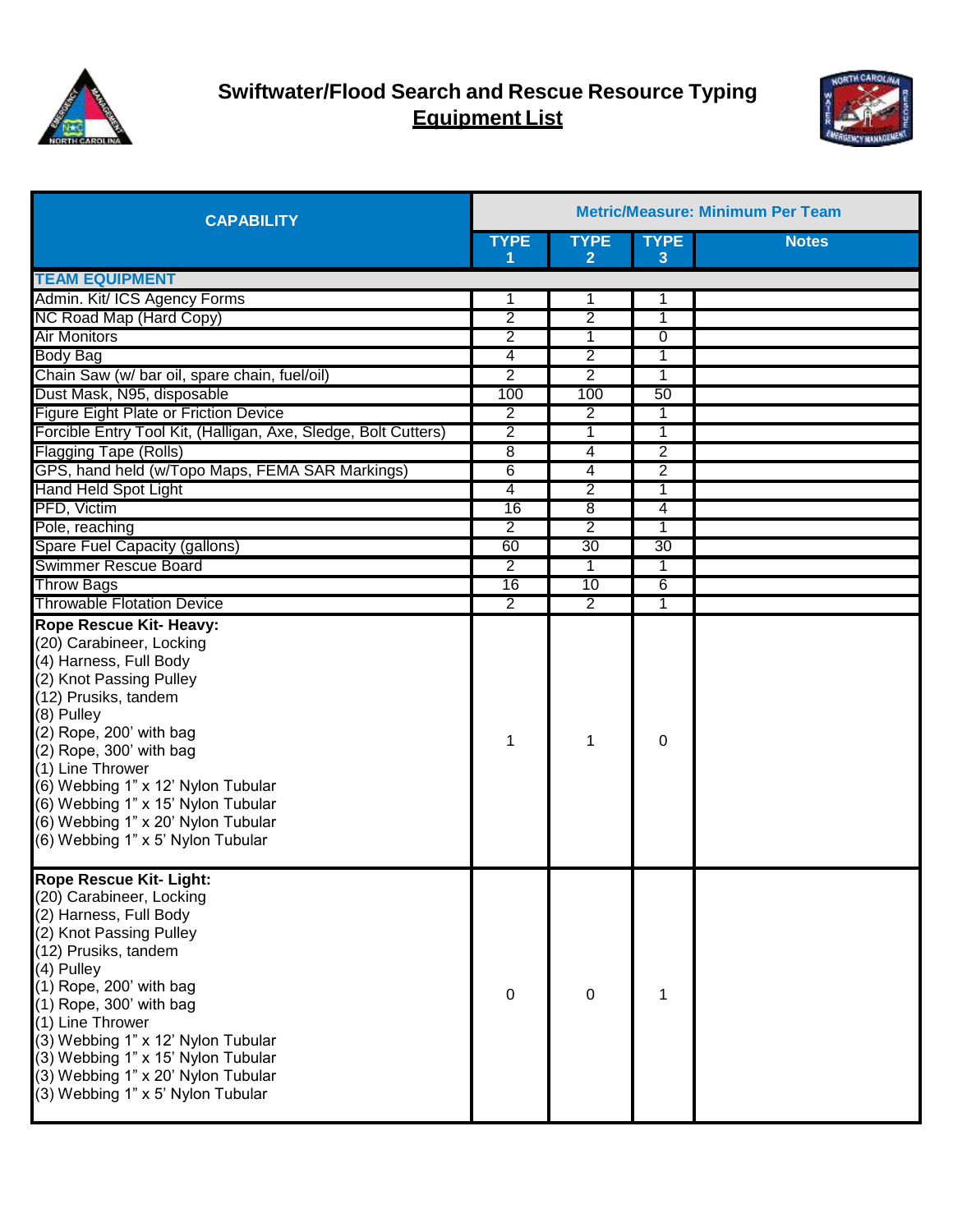# Swiftwater/Flood Search and Rescue Resource Typing

## Equipment List

| CAPABILITY | Metric/Measure: Minimum Per Team | | | |
|---|---|---|---|---|
| | TYPE 1 | TYPE 2 | TYPE 3 | Notes |
| **TEAM EQUIPMENT** | | | | |
| Admin. Kit/ ICS Agency Forms | 1 | 1 | 1 | |
| NC Road Map (Hard Copy) | 2 | 2 | 1 | |
| Air Monitors | 2 | 1 | 0 | |
| Body Bag | 4 | 2 | 1 | |
| Chain Saw (w/ bar oil, spare chain, fuel/oil) | 2 | 2 | 1 | |
| Dust Mask, N95, disposable | 100 | 100 | 50 | |
| Figure Eight Plate or Friction Device | 2 | 2 | 1 | |
| Forcible Entry Tool Kit, (Halligan, Axe, Sledge, Bolt Cutters) | 2 | 1 | 1 | |
| Flagging Tape (Rolls) | 8 | 4 | 2 | |
| GPS, hand held (w/Topo Maps, FEMA SAR Markings) | 6 | 4 | 2 | |
| Hand Held Spot Light | 4 | 2 | 1 | |
| PFD, Victim | 16 | 8 | 4 | |
| Pole, reaching | 2 | 2 | 1 | |
| Spare Fuel Capacity (gallons) | 60 | 30 | 30 | |
| Swimmer Rescue Board | 2 | 1 | 1 | |
| Throw Bags | 16 | 10 | 6 | |
| Throwable Flotation Device | 2 | 2 | 1 | |
| **Rope Rescue Kit- Heavy:**<br>(20) Carabineer, Locking<br>(4) Harness, Full Body<br>(2) Knot Passing Pulley<br>(12) Prusiks, tandem<br>(8) Pulley<br>(2) Rope, 200' with bag<br>(2) Rope, 300' with bag<br>(1) Line Thrower<br>(6) Webbing 1" x 12' Nylon Tubular<br>(6) Webbing 1" x 15' Nylon Tubular<br>(6) Webbing 1" x 20' Nylon Tubular<br>(6) Webbing 1" x 5' Nylon Tubular | 1 | 1 | 0 | |
| **Rope Rescue Kit- Light:**<br>(20) Carabineer, Locking<br>(2) Harness, Full Body<br>(2) Knot Passing Pulley<br>(12) Prusiks, tandem<br>(4) Pulley<br>(1) Rope, 200' with bag<br>(1) Rope, 300' with bag<br>(1) Line Thrower<br>(3) Webbing 1" x 12' Nylon Tubular<br>(3) Webbing 1" x 15' Nylon Tubular<br>(3) Webbing 1" x 20' Nylon Tubular<br>(3) Webbing 1" x 5' Nylon Tubular | 0 | 0 | 1 | |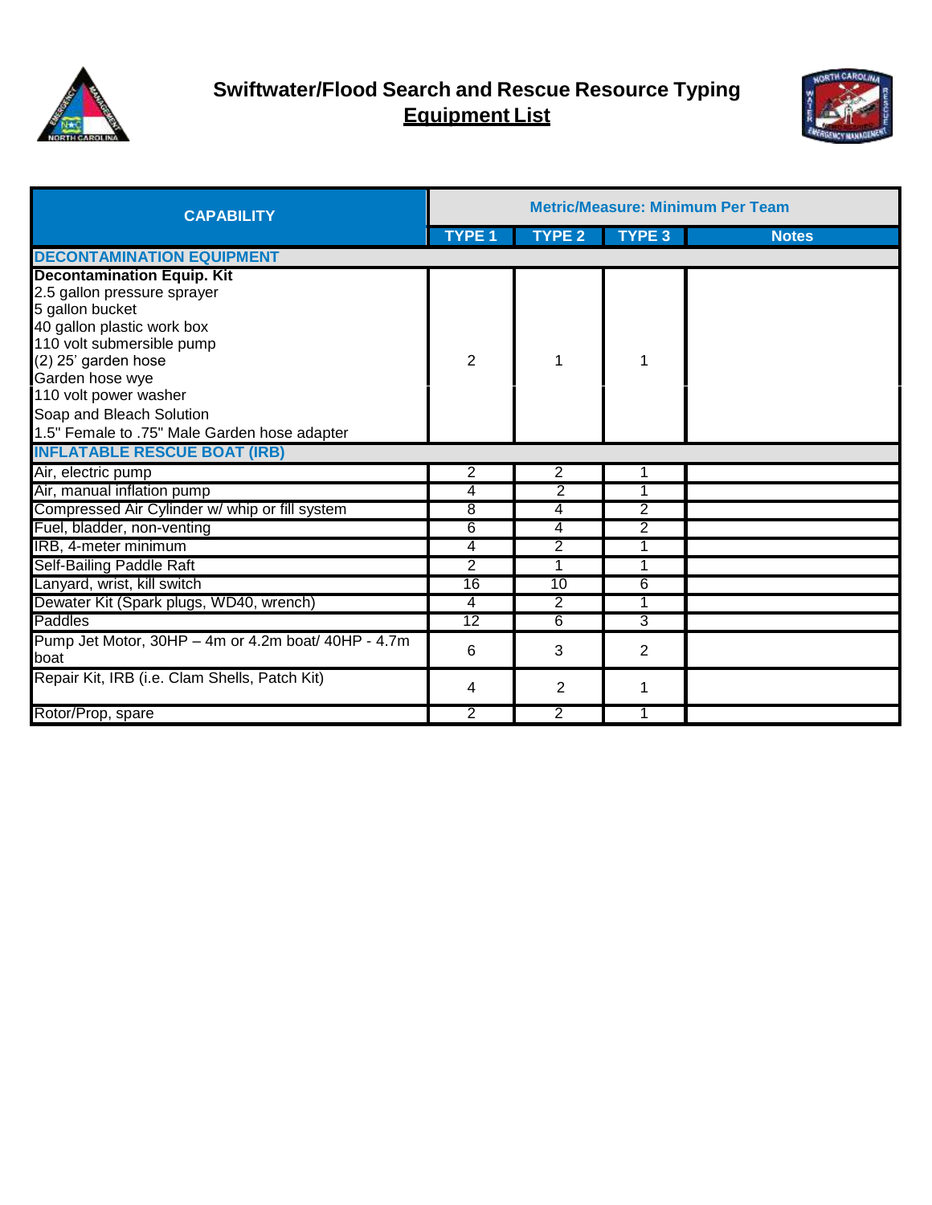# Swiftwater/Flood Search and Rescue Resource Typing

## Equipment List

| CAPABILITY | Metric/Measure: Minimum Per Team | | | |
|---|---|---|---|---|
| | TYPE 1 | TYPE 2 | TYPE 3 | Notes |
| **DECONTAMINATION EQUIPMENT** | | | | |
| **Decontamination Equip. Kit**<br>2.5 gallon pressure sprayer<br>5 gallon bucket<br>40 gallon plastic work box<br>110 volt submersible pump<br>(2) 25' garden hose<br>Garden hose wye<br>110 volt power washer<br>Soap and Bleach Solution<br>1.5" Female to .75" Male Garden hose adapter | 2 | 1 | 1 | |
| **INFLATABLE RESCUE BOAT (IRB)** | | | | |
| Air, electric pump | 2 | 2 | 1 | |
| Air, manual inflation pump | 4 | 2 | 1 | |
| Compressed Air Cylinder w/ whip or fill system | 8 | 4 | 2 | |
| Fuel, bladder, non-venting | 6 | 4 | 2 | |
| IRB, 4-meter minimum | 4 | 2 | 1 | |
| Self-Bailing Paddle Raft | 2 | 1 | 1 | |
| Lanyard, wrist, kill switch | 16 | 10 | 6 | |
| Dewater Kit (Spark plugs, WD40, wrench) | 4 | 2 | 1 | |
| Paddles | 12 | 6 | 3 | |
| Pump Jet Motor, 30HP – 4m or 4.2m boat/ 40HP - 4.7m boat | 6 | 3 | 2 | |
| Repair Kit, IRB (i.e. Clam Shells, Patch Kit) | 4 | 2 | 1 | |
| Rotor/Prop, spare | 2 | 2 | 1 | |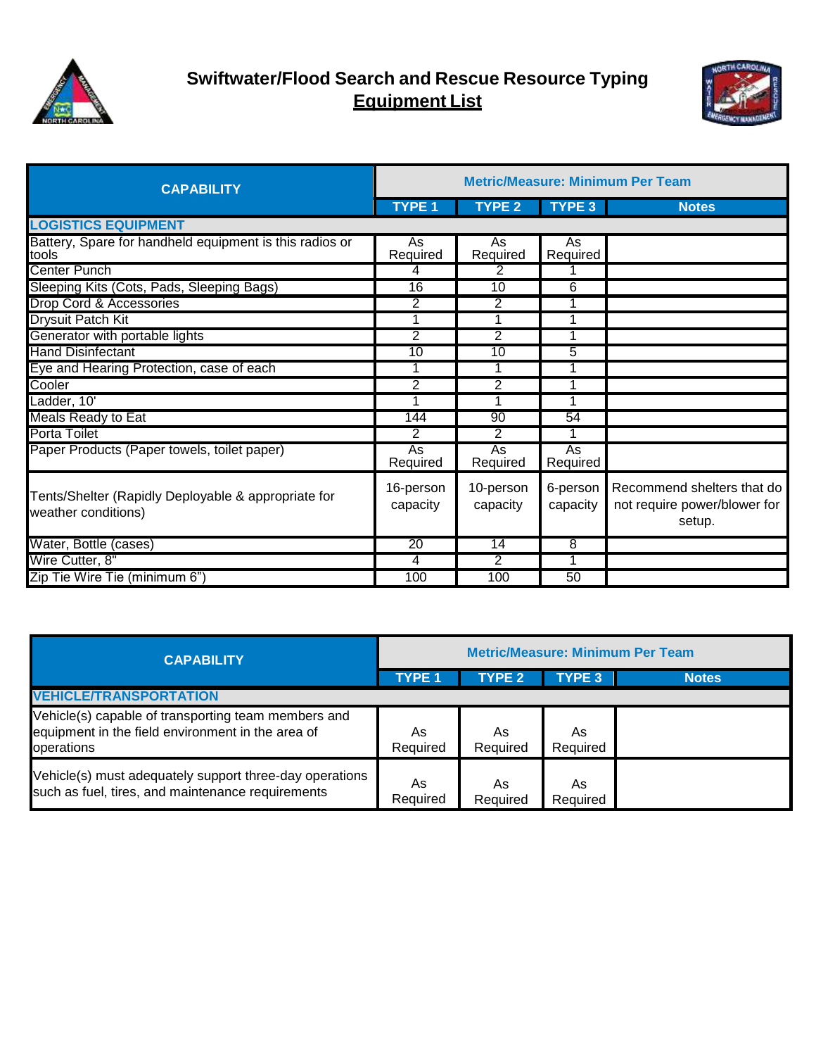# Swiftwater/Flood Search and Rescue Resource Typing
## Equipment List

| CAPABILITY | Metric/Measure: Minimum Per Team | | | |
|---|---|---|---|---|
| | TYPE 1 | TYPE 2 | TYPE 3 | Notes |
| **LOGISTICS EQUIPMENT** | | | | |
| Battery, Spare for handheld equipment is this radios or tools | As Required | As Required | As Required | |
| Center Punch | 4 | 2 | 1 | |
| Sleeping Kits (Cots, Pads, Sleeping Bags) | 16 | 10 | 6 | |
| Drop Cord & Accessories | 2 | 2 | 1 | |
| Drysuit Patch Kit | 1 | 1 | 1 | |
| Generator with portable lights | 2 | 2 | 1 | |
| Hand Disinfectant | 10 | 10 | 5 | |
| Eye and Hearing Protection, case of each | 1 | 1 | 1 | |
| Cooler | 2 | 2 | 1 | |
| Ladder, 10' | 1 | 1 | 1 | |
| Meals Ready to Eat | 144 | 90 | 54 | |
| Porta Toilet | 2 | 2 | 1 | |
| Paper Products (Paper towels, toilet paper) | As Required | As Required | As Required | |
| Tents/Shelter (Rapidly Deployable & appropriate for weather conditions) | 16-person capacity | 10-person capacity | 6-person capacity | Recommend shelters that do not require power/blower for setup. |
| Water, Bottle (cases) | 20 | 14 | 8 | |
| Wire Cutter, 8" | 4 | 2 | 1 | |
| Zip Tie Wire Tie (minimum 6”) | 100 | 100 | 50 | |

| CAPABILITY | Metric/Measure: Minimum Per Team | | | |
|---|---|---|---|---|
| | TYPE 1 | TYPE 2 | TYPE 3 | Notes |
| **VEHICLE/TRANSPORTATION** | | | | |
| Vehicle(s) capable of transporting team members and equipment in the field environment in the area of operations | As Required | As Required | As Required | |
| Vehicle(s) must adequately support three-day operations such as fuel, tires, and maintenance requirements | As Required | As Required | As Required | |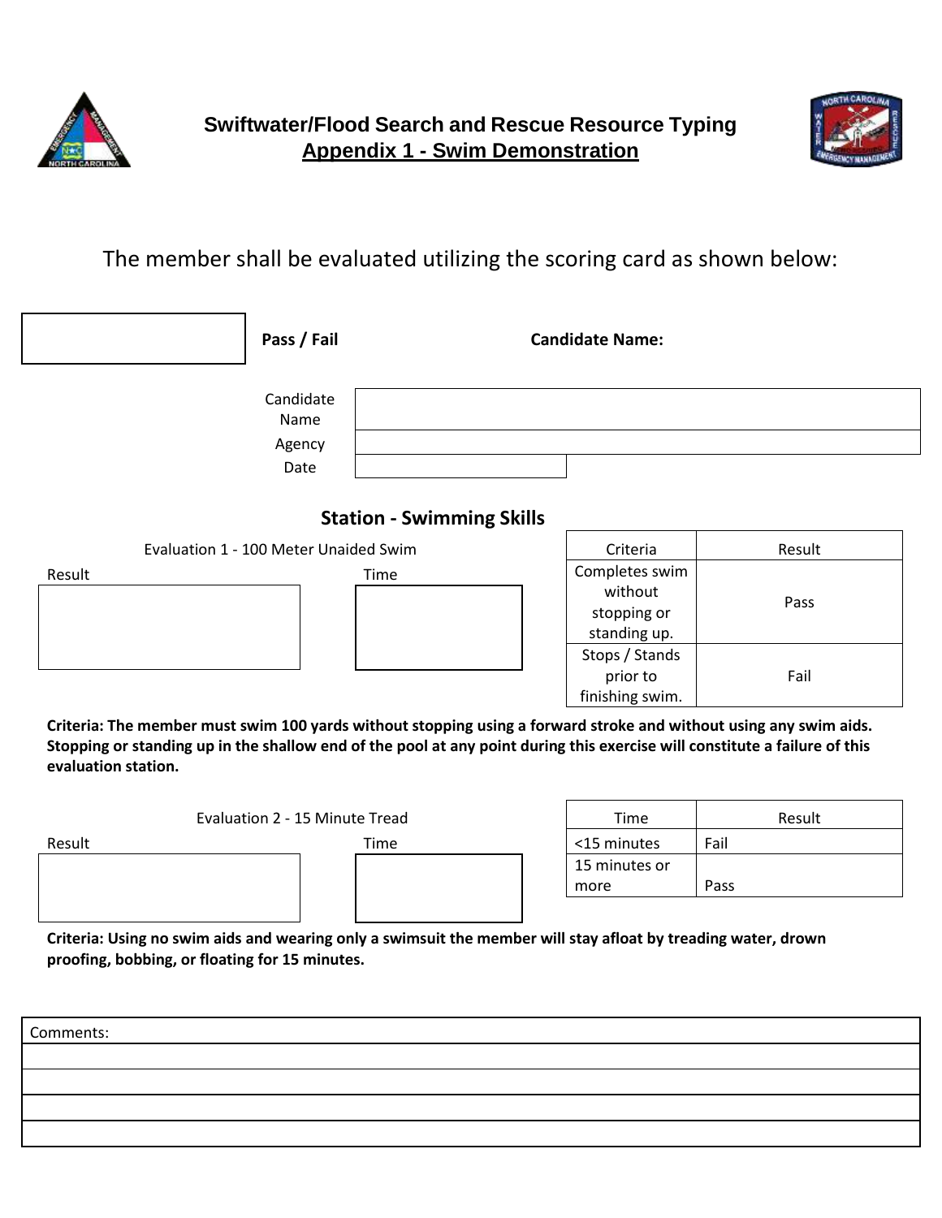# Swiftwater/Flood Search and Rescue Resource Typing

## Appendix 1 - Swim Demonstration

The member shall be evaluated utilizing the scoring card as shown below:

| | Pass / Fail | Candidate Name: |
|---|---|---|
| | | |

| | |
|---|---|
| Candidate Name | |
| Agency | |
| Date | |

### Station - Swimming Skills

Evaluation 1 - 100 Meter Unaided Swim

| Result | Time |
|---|---|
| | |

| Criteria | Result |
|---|---|
| Completes swim without stopping or standing up. | Pass |
| Stops / Stands prior to finishing swim. | Fail |

**Criteria: The member must swim 100 yards without stopping using a forward stroke and without using any swim aids. Stopping or standing up in the shallow end of the pool at any point during this exercise will constitute a failure of this evaluation station.**

Evaluation 2 - 15 Minute Tread

| Result | Time |
|---|---|
| | |

| Time | Result |
|---|---|
| <15 minutes | Fail |
| 15 minutes or more | Pass |

**Criteria: Using no swim aids and wearing only a swimsuit the member will stay afloat by treading water, drown proofing, bobbing, or floating for 15 minutes.**

| Comments: |
|---|
| |
| |
| |
| |